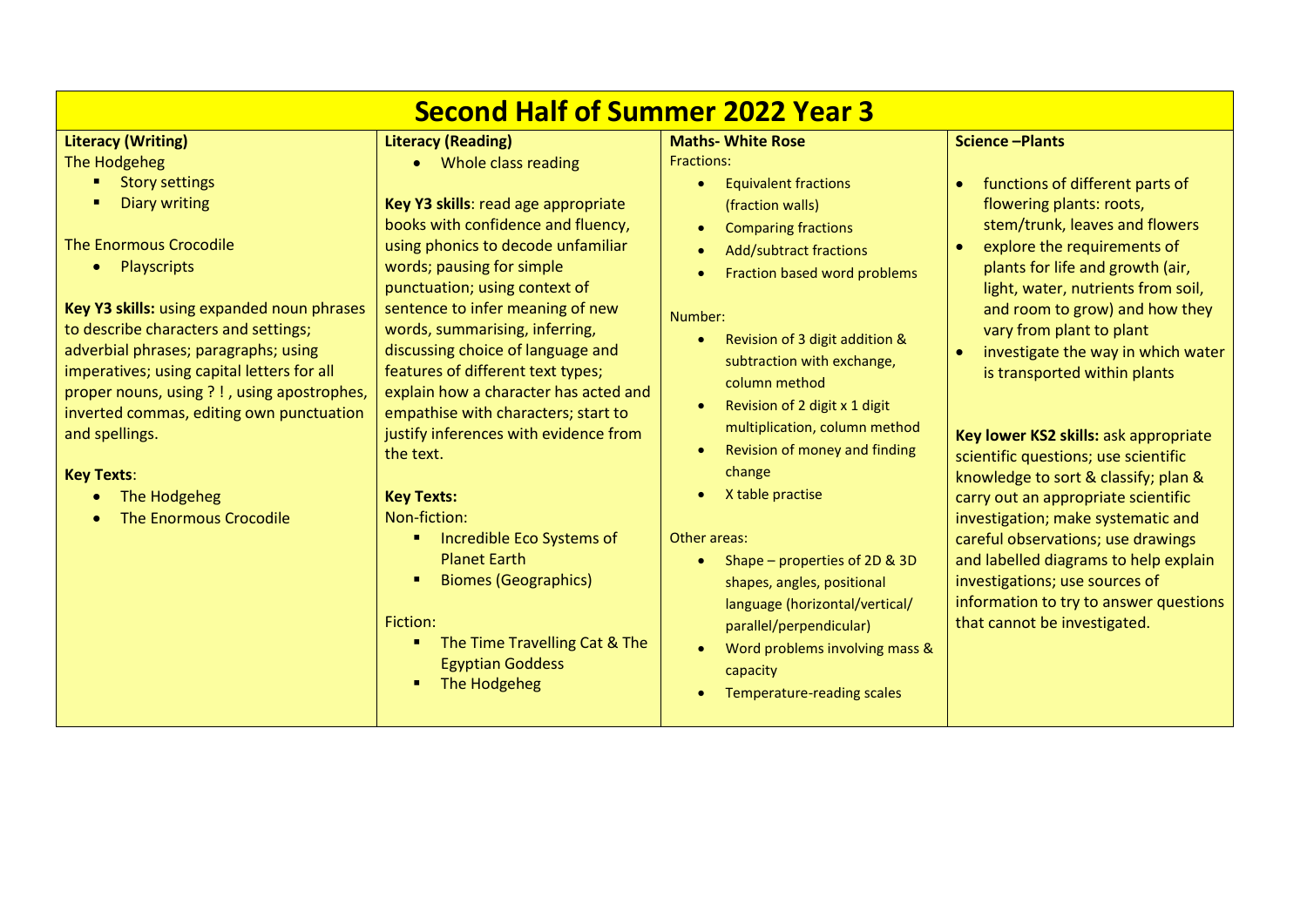# Second Half of Summer 2022 Year 3

## Literacy (Writing)

The Hodgeheg

- Story settings
- Diary writing

The Enormous Crocodile

- Playscripts

**Key Y3 skills:** using expanded noun phrases to describe characters and settings; adverbial phrases; paragraphs; using imperatives; using capital letters for all proper nouns, using ? ! , using apostrophes, inverted commas, editing own punctuation and spellings.

**Key Texts**:

- The Hodgeheg
- The Enormous Crocodile

## Literacy (Reading)

- Whole class reading

**Key Y3 skills**: read age appropriate books with confidence and fluency, using phonics to decode unfamiliar words; pausing for simple punctuation; using context of sentence to infer meaning of new words, summarising, inferring, discussing choice of language and features of different text types; explain how a character has acted and empathise with characters; start to justify inferences with evidence from the text.

**Key Texts:**

Non-fiction:

- Incredible Eco Systems of Planet Earth
- Biomes (Geographics)

Fiction:

- The Time Travelling Cat & The Egyptian Goddess
- The Hodgeheg

## Maths- White Rose

Fractions:

- Equivalent fractions (fraction walls)
- Comparing fractions
- Add/subtract fractions
- Fraction based word problems

Number:

- Revision of 3 digit addition & subtraction with exchange, column method
- Revision of 2 digit x 1 digit multiplication, column method
- Revision of money and finding change
- X table practise

Other areas:

- Shape – properties of 2D & 3D shapes, angles, positional language (horizontal/vertical/ parallel/perpendicular)
- Word problems involving mass & capacity
- Temperature-reading scales

## Science –Plants

- functions of different parts of flowering plants: roots, stem/trunk, leaves and flowers
- explore the requirements of plants for life and growth (air, light, water, nutrients from soil, and room to grow) and how they vary from plant to plant
- investigate the way in which water is transported within plants

**Key lower KS2 skills:** ask appropriate scientific questions; use scientific knowledge to sort & classify; plan & carry out an appropriate scientific investigation; make systematic and careful observations; use drawings and labelled diagrams to help explain investigations; use sources of information to try to answer questions that cannot be investigated.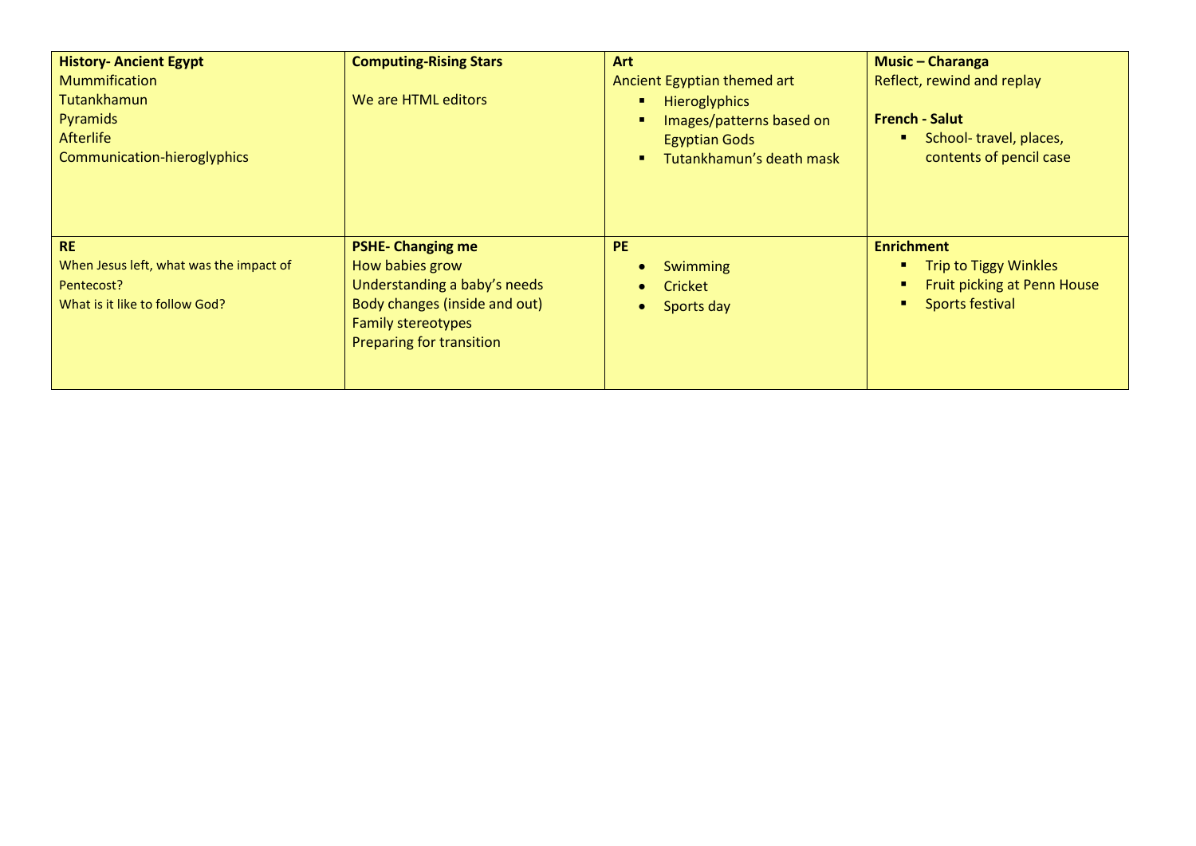| | | | |
|---|---|---|---|
| **History- Ancient Egypt**<br>Mummification<br>Tutankhamun<br>Pyramids<br>Afterlife<br>Communication-hieroglyphics | **Computing-Rising Stars**<br><br>We are HTML editors | **Art**<br>Ancient Egyptian themed art<br>▪ Hieroglyphics<br>▪ Images/patterns based on Egyptian Gods<br>▪ Tutankhamun's death mask | **Music – Charanga**<br>Reflect, rewind and replay<br><br>**French - Salut**<br>▪ School- travel, places, contents of pencil case |
| **RE**<br>When Jesus left, what was the impact of Pentecost?<br>What is it like to follow God? | **PSHE- Changing me**<br>How babies grow<br>Understanding a baby's needs<br>Body changes (inside and out)<br>Family stereotypes<br>Preparing for transition | **PE**<br>• Swimming<br>• Cricket<br>• Sports day | **Enrichment**<br>▪ Trip to Tiggy Winkles<br>▪ Fruit picking at Penn House<br>▪ Sports festival |